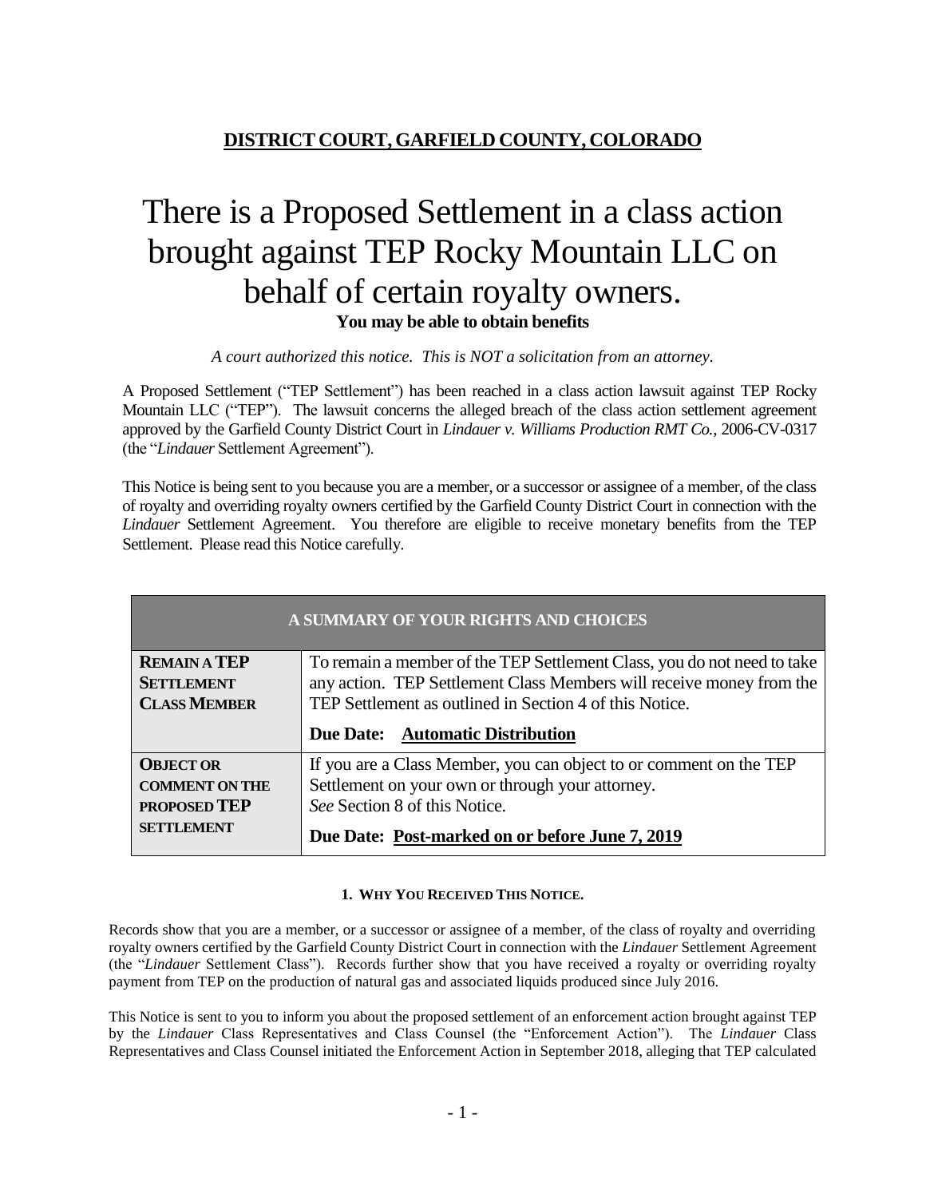## DISTRICT COURT, GARFIELD COUNTY, COLORADO

# There is a Proposed Settlement in a class action brought against TEP Rocky Mountain LLC on behalf of certain royalty owners.

**You may be able to obtain benefits**

*A court authorized this notice. This is NOT a solicitation from an attorney.*

A Proposed Settlement ("TEP Settlement") has been reached in a class action lawsuit against TEP Rocky Mountain LLC ("TEP"). The lawsuit concerns the alleged breach of the class action settlement agreement approved by the Garfield County District Court in *Lindauer v. Williams Production RMT Co.*, 2006-CV-0317 (the "*Lindauer* Settlement Agreement").

This Notice is being sent to you because you are a member, or a successor or assignee of a member, of the class of royalty and overriding royalty owners certified by the Garfield County District Court in connection with the *Lindauer* Settlement Agreement. You therefore are eligible to receive monetary benefits from the TEP Settlement. Please read this Notice carefully.

| A SUMMARY OF YOUR RIGHTS AND CHOICES | |
|---|---|
| **REMAIN A TEP SETTLEMENT CLASS MEMBER** | To remain a member of the TEP Settlement Class, you do not need to take any action. TEP Settlement Class Members will receive money from the TEP Settlement as outlined in Section 4 of this Notice.<br><br>**Due Date: Automatic Distribution** |
| **OBJECT OR COMMENT ON THE PROPOSED TEP SETTLEMENT** | If you are a Class Member, you can object to or comment on the TEP Settlement on your own or through your attorney. *See* Section 8 of this Notice.<br><br>**Due Date: Post-marked on or before June 7, 2019** |

#### 1. WHY YOU RECEIVED THIS NOTICE.

Records show that you are a member, or a successor or assignee of a member, of the class of royalty and overriding royalty owners certified by the Garfield County District Court in connection with the *Lindauer* Settlement Agreement (the "*Lindauer* Settlement Class"). Records further show that you have received a royalty or overriding royalty payment from TEP on the production of natural gas and associated liquids produced since July 2016.

This Notice is sent to you to inform you about the proposed settlement of an enforcement action brought against TEP by the *Lindauer* Class Representatives and Class Counsel (the "Enforcement Action"). The *Lindauer* Class Representatives and Class Counsel initiated the Enforcement Action in September 2018, alleging that TEP calculated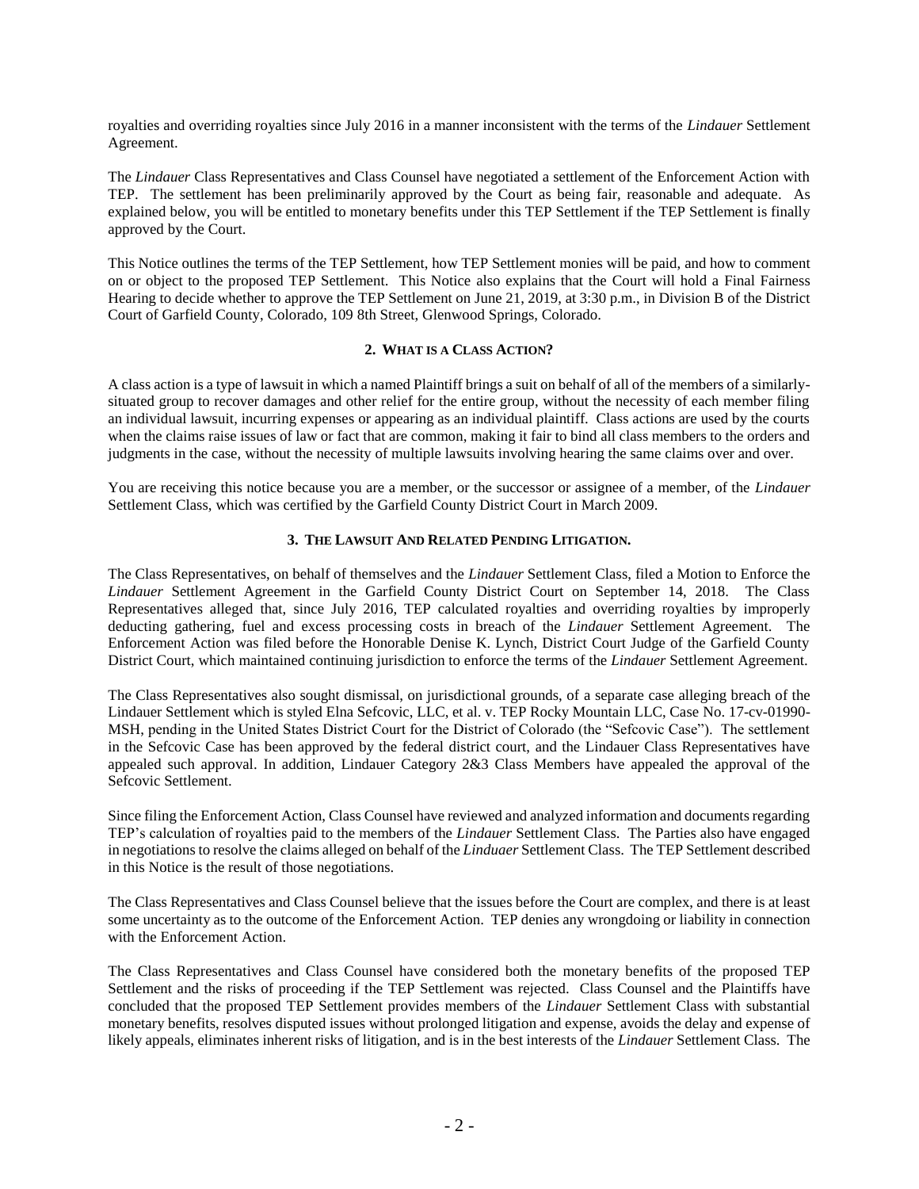royalties and overriding royalties since July 2016 in a manner inconsistent with the terms of the *Lindauer* Settlement Agreement.

The *Lindauer* Class Representatives and Class Counsel have negotiated a settlement of the Enforcement Action with TEP. The settlement has been preliminarily approved by the Court as being fair, reasonable and adequate. As explained below, you will be entitled to monetary benefits under this TEP Settlement if the TEP Settlement is finally approved by the Court.

This Notice outlines the terms of the TEP Settlement, how TEP Settlement monies will be paid, and how to comment on or object to the proposed TEP Settlement. This Notice also explains that the Court will hold a Final Fairness Hearing to decide whether to approve the TEP Settlement on June 21, 2019, at 3:30 p.m., in Division B of the District Court of Garfield County, Colorado, 109 8th Street, Glenwood Springs, Colorado.

## 2. WHAT IS A CLASS ACTION?

A class action is a type of lawsuit in which a named Plaintiff brings a suit on behalf of all of the members of a similarly-situated group to recover damages and other relief for the entire group, without the necessity of each member filing an individual lawsuit, incurring expenses or appearing as an individual plaintiff. Class actions are used by the courts when the claims raise issues of law or fact that are common, making it fair to bind all class members to the orders and judgments in the case, without the necessity of multiple lawsuits involving hearing the same claims over and over.

You are receiving this notice because you are a member, or the successor or assignee of a member, of the *Lindauer* Settlement Class, which was certified by the Garfield County District Court in March 2009.

## 3. THE LAWSUIT AND RELATED PENDING LITIGATION.

The Class Representatives, on behalf of themselves and the *Lindauer* Settlement Class, filed a Motion to Enforce the *Lindauer* Settlement Agreement in the Garfield County District Court on September 14, 2018. The Class Representatives alleged that, since July 2016, TEP calculated royalties and overriding royalties by improperly deducting gathering, fuel and excess processing costs in breach of the *Lindauer* Settlement Agreement. The Enforcement Action was filed before the Honorable Denise K. Lynch, District Court Judge of the Garfield County District Court, which maintained continuing jurisdiction to enforce the terms of the *Lindauer* Settlement Agreement.

The Class Representatives also sought dismissal, on jurisdictional grounds, of a separate case alleging breach of the Lindauer Settlement which is styled Elna Sefcovic, LLC, et al. v. TEP Rocky Mountain LLC, Case No. 17-cv-01990-MSH, pending in the United States District Court for the District of Colorado (the "Sefcovic Case"). The settlement in the Sefcovic Case has been approved by the federal district court, and the Lindauer Class Representatives have appealed such approval. In addition, Lindauer Category 2&3 Class Members have appealed the approval of the Sefcovic Settlement.

Since filing the Enforcement Action, Class Counsel have reviewed and analyzed information and documents regarding TEP's calculation of royalties paid to the members of the *Lindauer* Settlement Class. The Parties also have engaged in negotiations to resolve the claims alleged on behalf of the *Linduaer* Settlement Class. The TEP Settlement described in this Notice is the result of those negotiations.

The Class Representatives and Class Counsel believe that the issues before the Court are complex, and there is at least some uncertainty as to the outcome of the Enforcement Action. TEP denies any wrongdoing or liability in connection with the Enforcement Action.

The Class Representatives and Class Counsel have considered both the monetary benefits of the proposed TEP Settlement and the risks of proceeding if the TEP Settlement was rejected. Class Counsel and the Plaintiffs have concluded that the proposed TEP Settlement provides members of the *Lindauer* Settlement Class with substantial monetary benefits, resolves disputed issues without prolonged litigation and expense, avoids the delay and expense of likely appeals, eliminates inherent risks of litigation, and is in the best interests of the *Lindauer* Settlement Class. The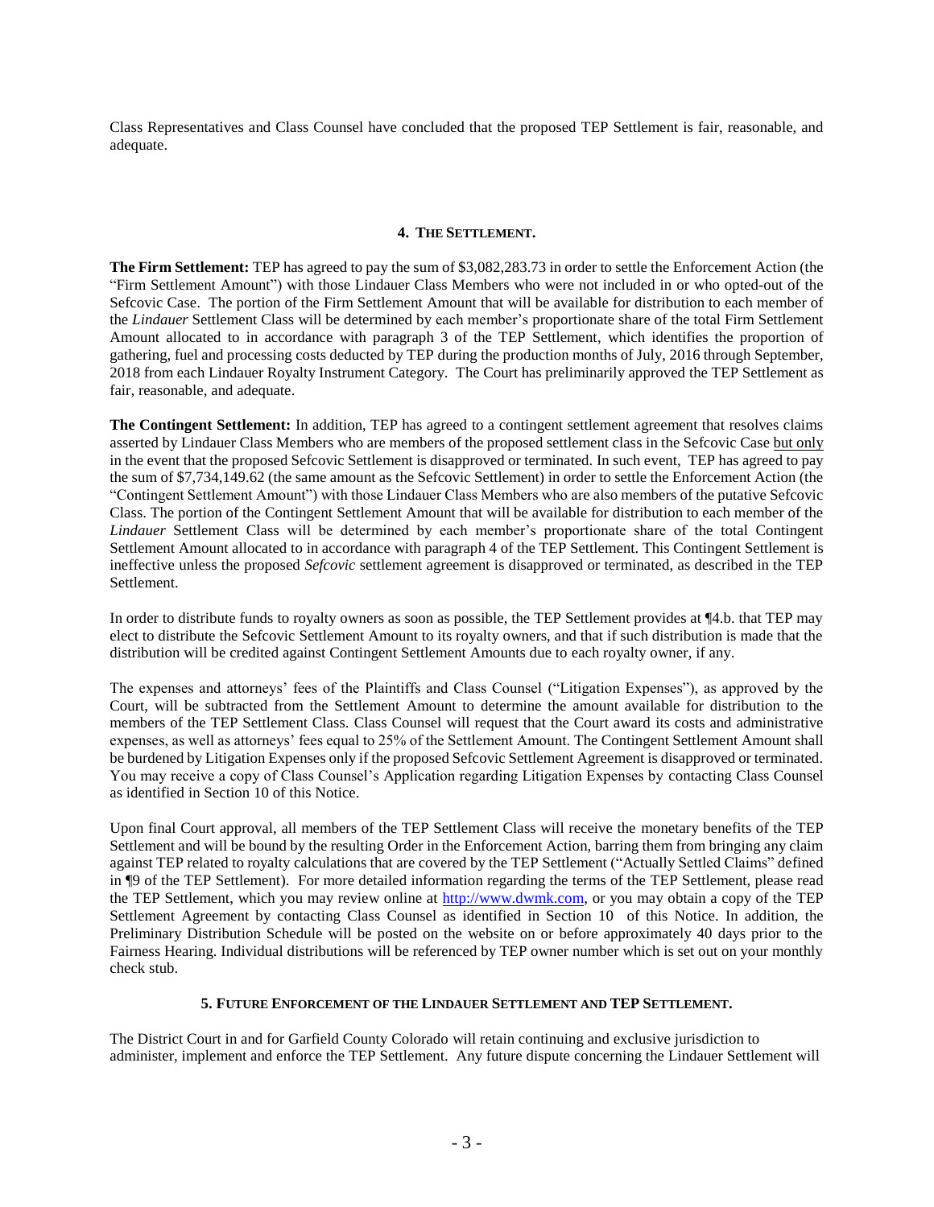Class Representatives and Class Counsel have concluded that the proposed TEP Settlement is fair, reasonable, and adequate.

## 4. THE SETTLEMENT.

**The Firm Settlement:** TEP has agreed to pay the sum of $3,082,283.73 in order to settle the Enforcement Action (the "Firm Settlement Amount") with those Lindauer Class Members who were not included in or who opted-out of the Sefcovic Case. The portion of the Firm Settlement Amount that will be available for distribution to each member of the *Lindauer* Settlement Class will be determined by each member's proportionate share of the total Firm Settlement Amount allocated to in accordance with paragraph 3 of the TEP Settlement, which identifies the proportion of gathering, fuel and processing costs deducted by TEP during the production months of July, 2016 through September, 2018 from each Lindauer Royalty Instrument Category. The Court has preliminarily approved the TEP Settlement as fair, reasonable, and adequate.

**The Contingent Settlement:** In addition, TEP has agreed to a contingent settlement agreement that resolves claims asserted by Lindauer Class Members who are members of the proposed settlement class in the Sefcovic Case but only in the event that the proposed Sefcovic Settlement is disapproved or terminated. In such event, TEP has agreed to pay the sum of $7,734,149.62 (the same amount as the Sefcovic Settlement) in order to settle the Enforcement Action (the "Contingent Settlement Amount") with those Lindauer Class Members who are also members of the putative Sefcovic Class. The portion of the Contingent Settlement Amount that will be available for distribution to each member of the *Lindauer* Settlement Class will be determined by each member's proportionate share of the total Contingent Settlement Amount allocated to in accordance with paragraph 4 of the TEP Settlement. This Contingent Settlement is ineffective unless the proposed *Sefcovic* settlement agreement is disapproved or terminated, as described in the TEP Settlement.

In order to distribute funds to royalty owners as soon as possible, the TEP Settlement provides at ¶4.b. that TEP may elect to distribute the Sefcovic Settlement Amount to its royalty owners, and that if such distribution is made that the distribution will be credited against Contingent Settlement Amounts due to each royalty owner, if any.

The expenses and attorneys' fees of the Plaintiffs and Class Counsel ("Litigation Expenses"), as approved by the Court, will be subtracted from the Settlement Amount to determine the amount available for distribution to the members of the TEP Settlement Class. Class Counsel will request that the Court award its costs and administrative expenses, as well as attorneys' fees equal to 25% of the Settlement Amount. The Contingent Settlement Amount shall be burdened by Litigation Expenses only if the proposed Sefcovic Settlement Agreement is disapproved or terminated. You may receive a copy of Class Counsel's Application regarding Litigation Expenses by contacting Class Counsel as identified in Section 10 of this Notice.

Upon final Court approval, all members of the TEP Settlement Class will receive the monetary benefits of the TEP Settlement and will be bound by the resulting Order in the Enforcement Action, barring them from bringing any claim against TEP related to royalty calculations that are covered by the TEP Settlement ("Actually Settled Claims" defined in ¶9 of the TEP Settlement). For more detailed information regarding the terms of the TEP Settlement, please read the TEP Settlement, which you may review online at http://www.dwmk.com, or you may obtain a copy of the TEP Settlement Agreement by contacting Class Counsel as identified in Section 10 of this Notice. In addition, the Preliminary Distribution Schedule will be posted on the website on or before approximately 40 days prior to the Fairness Hearing. Individual distributions will be referenced by TEP owner number which is set out on your monthly check stub.

## 5. FUTURE ENFORCEMENT OF THE LINDAUER SETTLEMENT AND TEP SETTLEMENT.

The District Court in and for Garfield County Colorado will retain continuing and exclusive jurisdiction to administer, implement and enforce the TEP Settlement. Any future dispute concerning the Lindauer Settlement will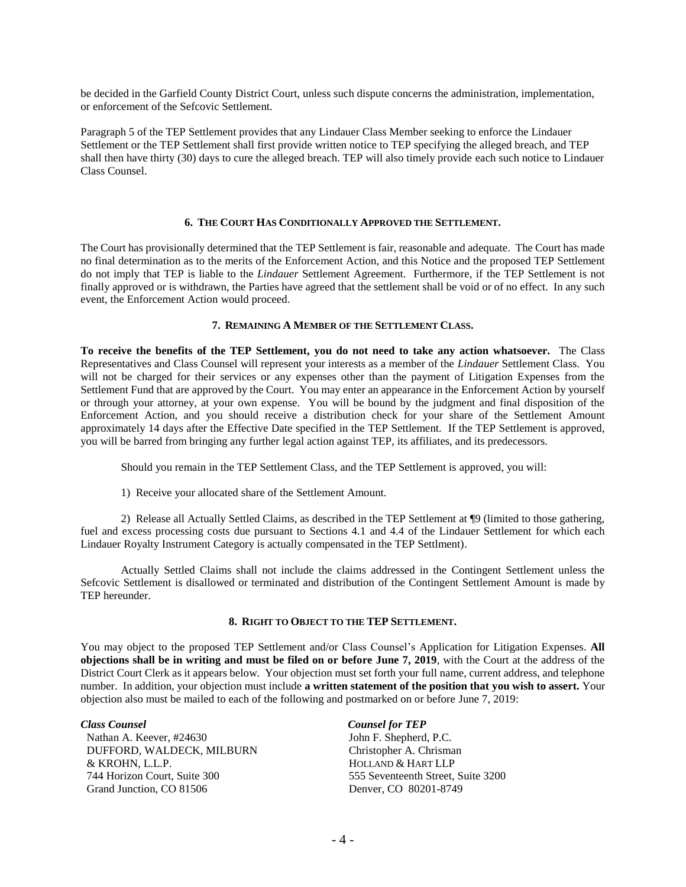be decided in the Garfield County District Court, unless such dispute concerns the administration, implementation, or enforcement of the Sefcovic Settlement.

Paragraph 5 of the TEP Settlement provides that any Lindauer Class Member seeking to enforce the Lindauer Settlement or the TEP Settlement shall first provide written notice to TEP specifying the alleged breach, and TEP shall then have thirty (30) days to cure the alleged breach. TEP will also timely provide each such notice to Lindauer Class Counsel.

## 6. The Court Has Conditionally Approved the Settlement.

The Court has provisionally determined that the TEP Settlement is fair, reasonable and adequate. The Court has made no final determination as to the merits of the Enforcement Action, and this Notice and the proposed TEP Settlement do not imply that TEP is liable to the *Lindauer* Settlement Agreement. Furthermore, if the TEP Settlement is not finally approved or is withdrawn, the Parties have agreed that the settlement shall be void or of no effect. In any such event, the Enforcement Action would proceed.

## 7. Remaining A Member of the Settlement Class.

**To receive the benefits of the TEP Settlement, you do not need to take any action whatsoever.** The Class Representatives and Class Counsel will represent your interests as a member of the *Lindauer* Settlement Class. You will not be charged for their services or any expenses other than the payment of Litigation Expenses from the Settlement Fund that are approved by the Court. You may enter an appearance in the Enforcement Action by yourself or through your attorney, at your own expense. You will be bound by the judgment and final disposition of the Enforcement Action, and you should receive a distribution check for your share of the Settlement Amount approximately 14 days after the Effective Date specified in the TEP Settlement. If the TEP Settlement is approved, you will be barred from bringing any further legal action against TEP, its affiliates, and its predecessors.

Should you remain in the TEP Settlement Class, and the TEP Settlement is approved, you will:

1) Receive your allocated share of the Settlement Amount.

2) Release all Actually Settled Claims, as described in the TEP Settlement at ¶9 (limited to those gathering, fuel and excess processing costs due pursuant to Sections 4.1 and 4.4 of the Lindauer Settlement for which each Lindauer Royalty Instrument Category is actually compensated in the TEP Settlment).

Actually Settled Claims shall not include the claims addressed in the Contingent Settlement unless the Sefcovic Settlement is disallowed or terminated and distribution of the Contingent Settlement Amount is made by TEP hereunder.

## 8. Right to Object to the TEP Settlement.

You may object to the proposed TEP Settlement and/or Class Counsel's Application for Litigation Expenses. **All objections shall be in writing and must be filed on or before June 7, 2019**, with the Court at the address of the District Court Clerk as it appears below. Your objection must set forth your full name, current address, and telephone number. In addition, your objection must include **a written statement of the position that you wish to assert.** Your objection also must be mailed to each of the following and postmarked on or before June 7, 2019:

***Class Counsel***
Nathan A. Keever, #24630
DUFFORD, WALDECK, MILBURN & KROHN, L.L.P.
744 Horizon Court, Suite 300
Grand Junction, CO 81506

***Counsel for TEP***
John F. Shepherd, P.C.
Christopher A. Chrisman
HOLLAND & HART LLP
555 Seventeenth Street, Suite 3200
Denver, CO 80201-8749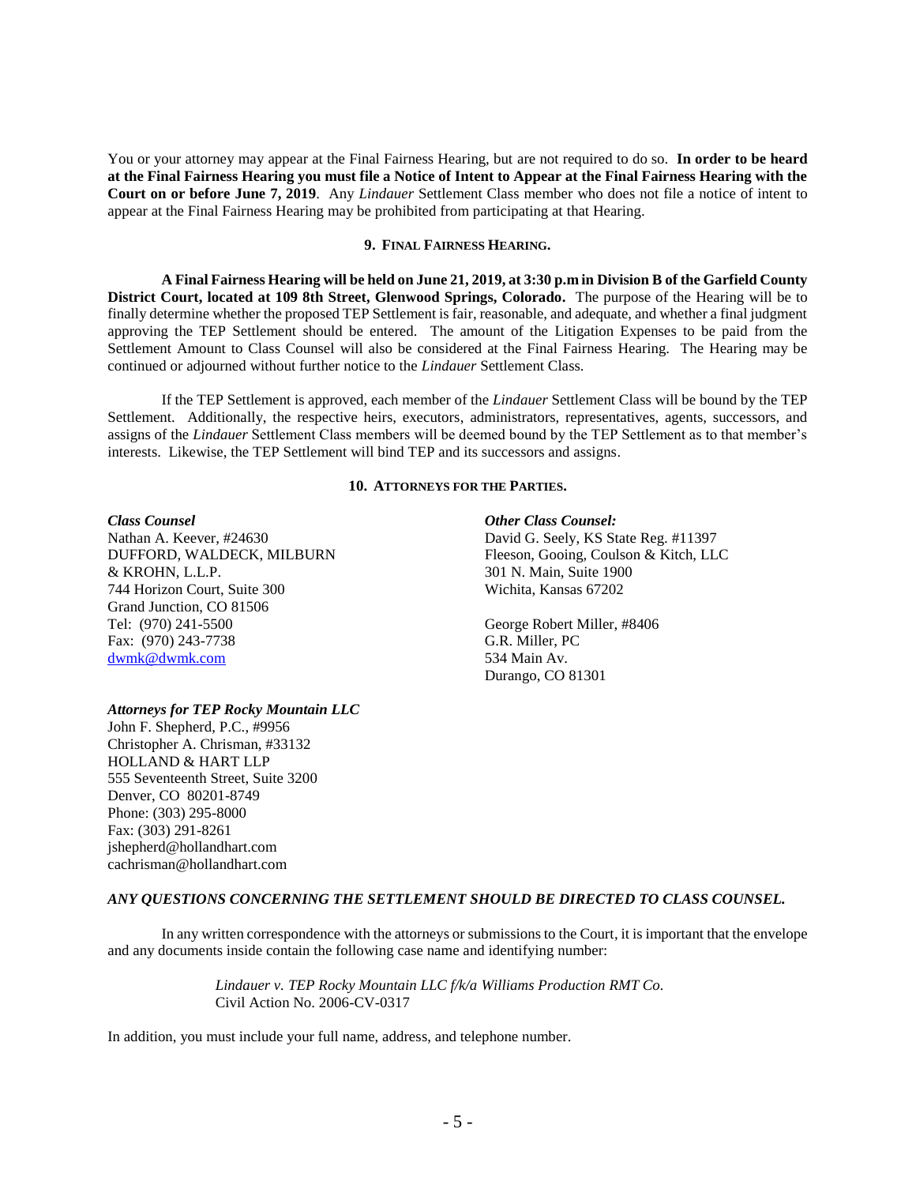You or your attorney may appear at the Final Fairness Hearing, but are not required to do so. **In order to be heard at the Final Fairness Hearing you must file a Notice of Intent to Appear at the Final Fairness Hearing with the Court on or before June 7, 2019**. Any *Lindauer* Settlement Class member who does not file a notice of intent to appear at the Final Fairness Hearing may be prohibited from participating at that Hearing.

## 9. FINAL FAIRNESS HEARING.

**A Final Fairness Hearing will be held on June 21, 2019, at 3:30 p.m in Division B of the Garfield County District Court, located at 109 8th Street, Glenwood Springs, Colorado.** The purpose of the Hearing will be to finally determine whether the proposed TEP Settlement is fair, reasonable, and adequate, and whether a final judgment approving the TEP Settlement should be entered. The amount of the Litigation Expenses to be paid from the Settlement Amount to Class Counsel will also be considered at the Final Fairness Hearing. The Hearing may be continued or adjourned without further notice to the *Lindauer* Settlement Class.

If the TEP Settlement is approved, each member of the *Lindauer* Settlement Class will be bound by the TEP Settlement. Additionally, the respective heirs, executors, administrators, representatives, agents, successors, and assigns of the *Lindauer* Settlement Class members will be deemed bound by the TEP Settlement as to that member's interests. Likewise, the TEP Settlement will bind TEP and its successors and assigns.

## 10. ATTORNEYS FOR THE PARTIES.

***Class Counsel***
Nathan A. Keever, #24630
DUFFORD, WALDECK, MILBURN & KROHN, L.L.P.
744 Horizon Court, Suite 300
Grand Junction, CO 81506
Tel: (970) 241-5500
Fax: (970) 243-7738
dwmk@dwmk.com

***Other Class Counsel:***
David G. Seely, KS State Reg. #11397
Fleeson, Gooing, Coulson & Kitch, LLC
301 N. Main, Suite 1900
Wichita, Kansas 67202

George Robert Miller, #8406
G.R. Miller, PC
534 Main Av.
Durango, CO 81301

***Attorneys for TEP Rocky Mountain LLC***
John F. Shepherd, P.C., #9956
Christopher A. Chrisman, #33132
HOLLAND & HART LLP
555 Seventeenth Street, Suite 3200
Denver, CO 80201-8749
Phone: (303) 295-8000
Fax: (303) 291-8261
jshepherd@hollandhart.com
cachrisman@hollandhart.com

***ANY QUESTIONS CONCERNING THE SETTLEMENT SHOULD BE DIRECTED TO CLASS COUNSEL.***

In any written correspondence with the attorneys or submissions to the Court, it is important that the envelope and any documents inside contain the following case name and identifying number:

> *Lindauer v. TEP Rocky Mountain LLC f/k/a Williams Production RMT Co.*
> Civil Action No. 2006-CV-0317

In addition, you must include your full name, address, and telephone number.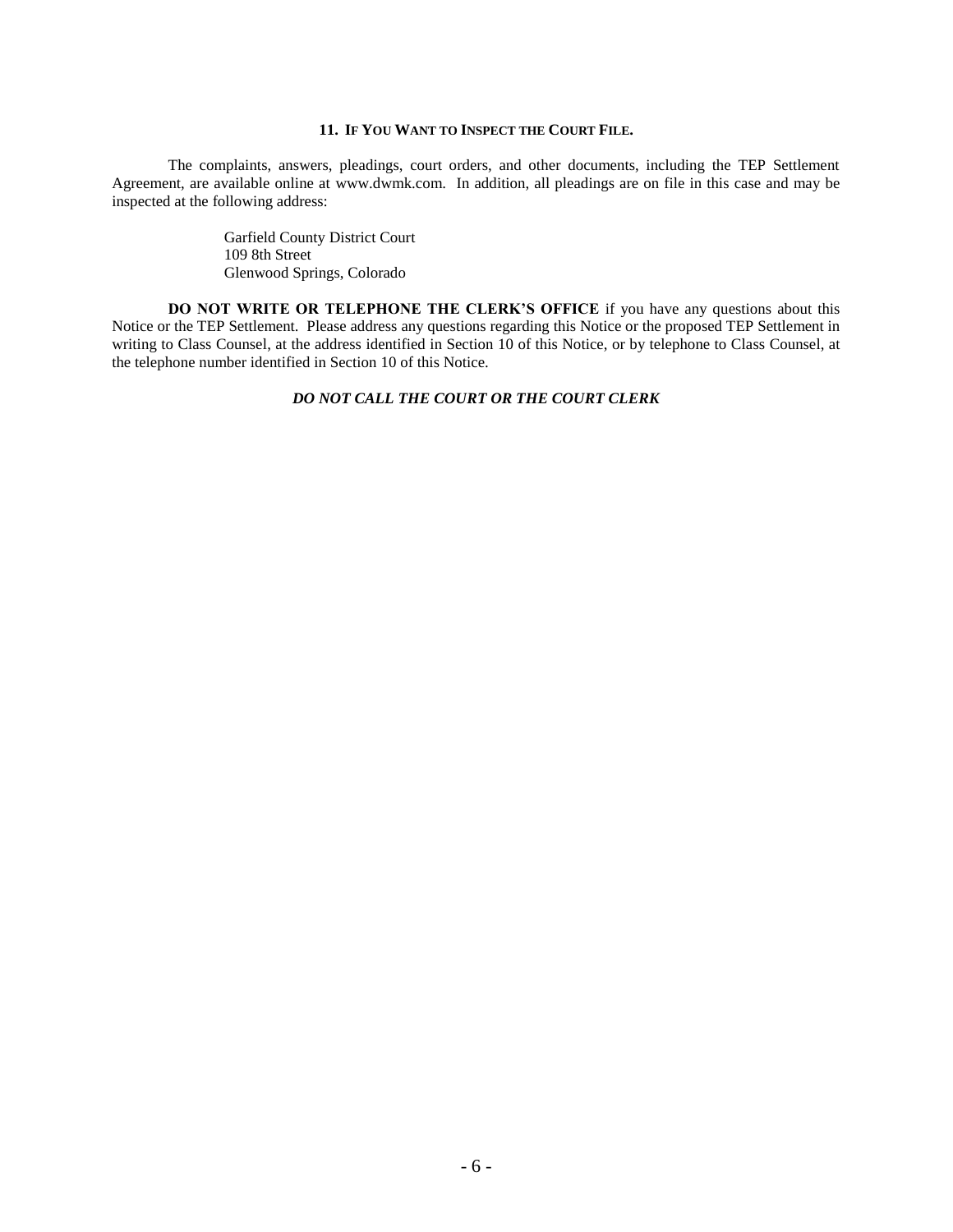### 11. If You Want to Inspect the Court File.

The complaints, answers, pleadings, court orders, and other documents, including the TEP Settlement Agreement, are available online at www.dwmk.com. In addition, all pleadings are on file in this case and may be inspected at the following address:

Garfield County District Court
109 8th Street
Glenwood Springs, Colorado

**DO NOT WRITE OR TELEPHONE THE CLERK'S OFFICE** if you have any questions about this Notice or the TEP Settlement. Please address any questions regarding this Notice or the proposed TEP Settlement in writing to Class Counsel, at the address identified in Section 10 of this Notice, or by telephone to Class Counsel, at the telephone number identified in Section 10 of this Notice.

***DO NOT CALL THE COURT OR THE COURT CLERK***